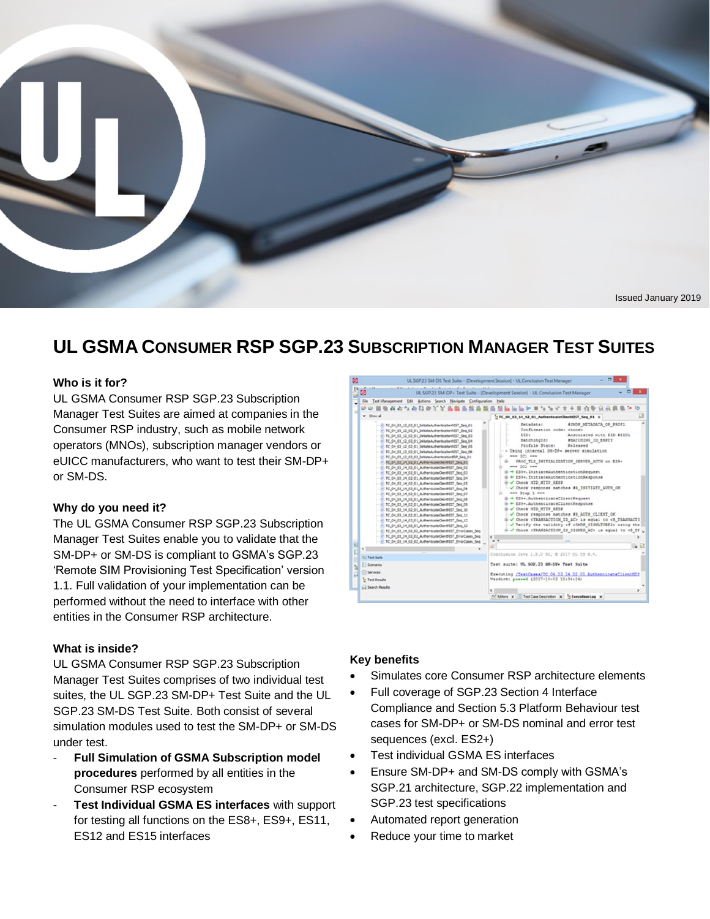Issued January 2019

# UL GSMA Consumer RSP SGP.23 Subscription Manager Test Suites

### Who is it for?

UL GSMA Consumer RSP SGP.23 Subscription Manager Test Suites are aimed at companies in the Consumer RSP industry, such as mobile network operators (MNOs), subscription manager vendors or eUICC manufacturers, who want to test their SM-DP+ or SM-DS.

### Why do you need it?

The UL GSMA Consumer RSP SGP.23 Subscription Manager Test Suites enable you to validate that the SM-DP+ or SM-DS is compliant to GSMA's SGP.23 'Remote SIM Provisioning Test Specification' version 1.1. Full validation of your implementation can be performed without the need to interface with other entities in the Consumer RSP architecture.

### What is inside?

UL GSMA Consumer RSP SGP.23 Subscription Manager Test Suites comprises of two individual test suites, the UL SGP.23 SM-DP+ Test Suite and the UL SGP.23 SM-DS Test Suite. Both consist of several simulation modules used to test the SM-DP+ or SM-DS under test.

- **Full Simulation of GSMA Subscription model procedures** performed by all entities in the Consumer RSP ecosystem
- **Test Individual GSMA ES interfaces** with support for testing all functions on the ES8+, ES9+, ES11, ES12 and ES15 interfaces

### Key benefits

- Simulates core Consumer RSP architecture elements
- Full coverage of SGP.23 Section 4 Interface Compliance and Section 5.3 Platform Behaviour test cases for SM-DP+ or SM-DS nominal and error test sequences (excl. ES2+)
- Test individual GSMA ES interfaces
- Ensure SM-DP+ and SM-DS comply with GSMA's SGP.21 architecture, SGP.22 implementation and SGP.23 test specifications
- Automated report generation
- Reduce your time to market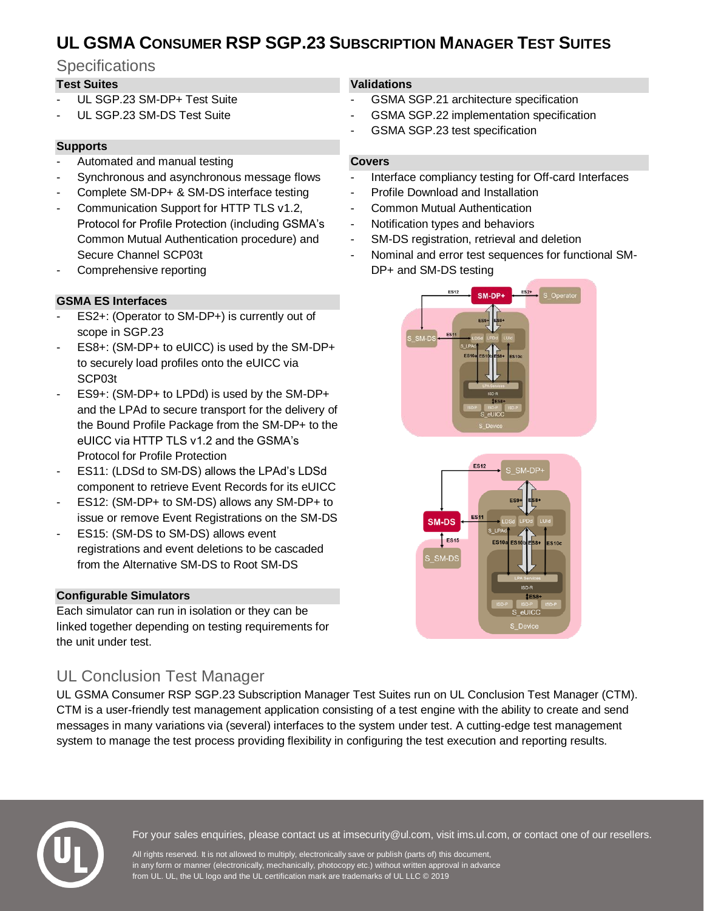# UL GSMA Consumer RSP SGP.23 Subscription Manager Test Suites

## Specifications

### Test Suites

- UL SGP.23 SM-DP+ Test Suite
- UL SGP.23 SM-DS Test Suite

### Supports

- Automated and manual testing
- Synchronous and asynchronous message flows
- Complete SM-DP+ & SM-DS interface testing
- Communication Support for HTTP TLS v1.2, Protocol for Profile Protection (including GSMA's Common Mutual Authentication procedure) and Secure Channel SCP03t
- Comprehensive reporting

### GSMA ES Interfaces

- ES2+: (Operator to SM-DP+) is currently out of scope in SGP.23
- ES8+: (SM-DP+ to eUICC) is used by the SM-DP+ to securely load profiles onto the eUICC via SCP03t
- ES9+: (SM-DP+ to LPDd) is used by the SM-DP+ and the LPAd to secure transport for the delivery of the Bound Profile Package from the SM-DP+ to the eUICC via HTTP TLS v1.2 and the GSMA's Protocol for Profile Protection
- ES11: (LDSd to SM-DS) allows the LPAd's LDSd component to retrieve Event Records for its eUICC
- ES12: (SM-DP+ to SM-DS) allows any SM-DP+ to issue or remove Event Registrations on the SM-DS
- ES15: (SM-DS to SM-DS) allows event registrations and event deletions to be cascaded from the Alternative SM-DS to Root SM-DS

### Configurable Simulators

Each simulator can run in isolation or they can be linked together depending on testing requirements for the unit under test.

### Validations

- GSMA SGP.21 architecture specification
- GSMA SGP.22 implementation specification
- GSMA SGP.23 test specification

### Covers

- Interface compliancy testing for Off-card Interfaces
- Profile Download and Installation
- Common Mutual Authentication
- Notification types and behaviors
- SM-DS registration, retrieval and deletion
- Nominal and error test sequences for functional SM-DP+ and SM-DS testing

ES12
SM-DP+
ES2+
S_Operator
S_SM-DS
ES11
ES9+
ES8+
LDSd
LPDd
LUId
S_LPAd
ES10a
ES10b
ES8+
ES10c
LPA Services
ISD-R
ES8+
ISD-P
ISD-P
ISD-P
S_eUICC
S_Device

ES12
S_SM-DP+
ES9+
ES8+
SM-DS
ES11
LDSd
LPDd
LUId
S_LPAd
ES15
ES10a
ES10b
ES8+
ES10c
S_SM-DS
LPA Services
ISD-R
ES8+
ISD-P
ISD-P
ISD-P
S_eUICC
S_Device

## UL Conclusion Test Manager

UL GSMA Consumer RSP SGP.23 Subscription Manager Test Suites run on UL Conclusion Test Manager (CTM). CTM is a user-friendly test management application consisting of a test engine with the ability to create and send messages in many variations via (several) interfaces to the system under test. A cutting-edge test management system to manage the test process providing flexibility in configuring the test execution and reporting results.

For your sales enquiries, please contact us at imsecurity@ul.com, visit ims.ul.com, or contact one of our resellers.

All rights reserved. It is not allowed to multiply, electronically save or publish (parts of) this document, in any form or manner (electronically, mechanically, photocopy etc.) without written approval in advance from UL. UL, the UL logo and the UL certification mark are trademarks of UL LLC © 2019